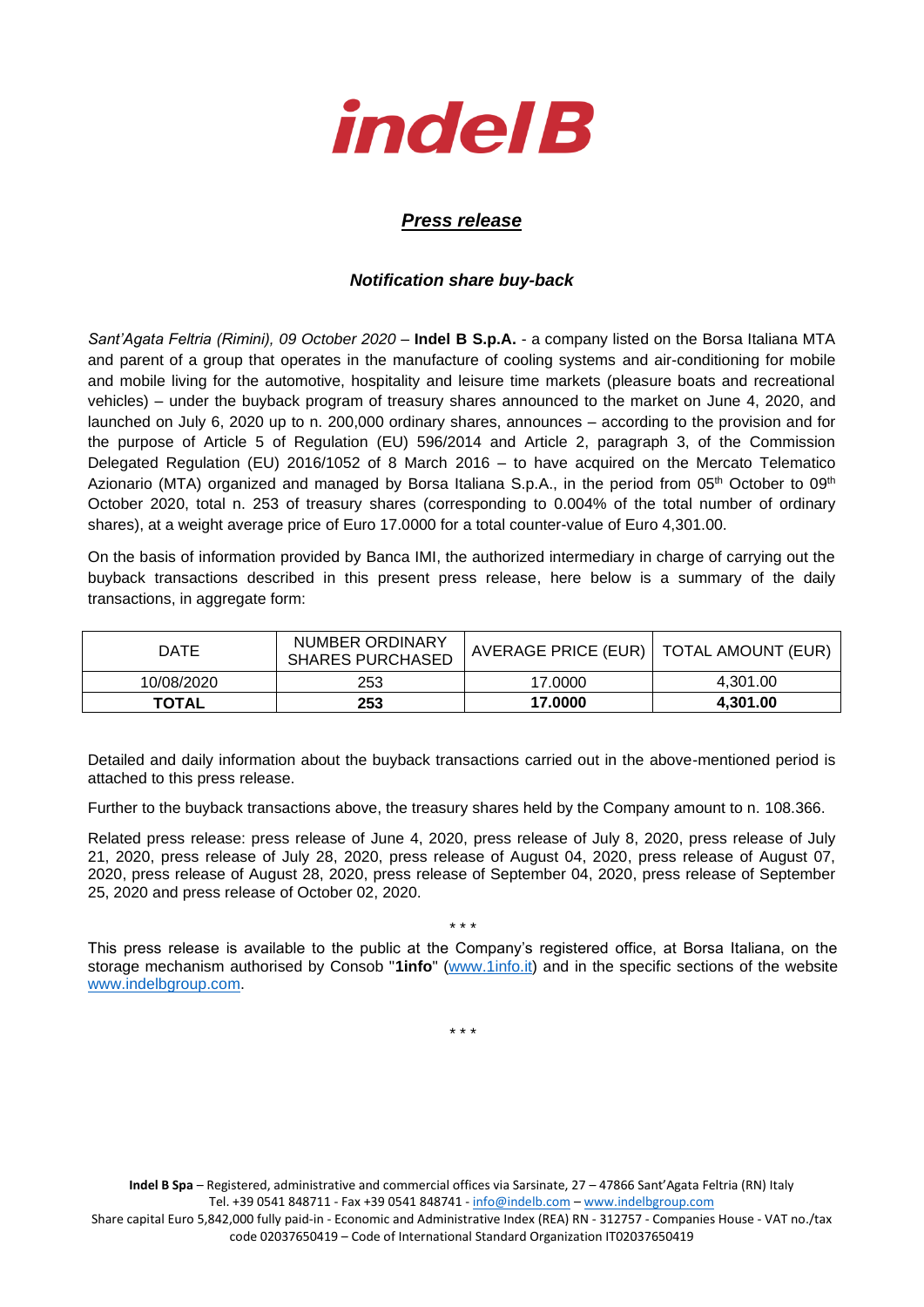# indelB

## *Press release*

### *Notification share buy-back*

*Sant'Agata Feltria (Rimini), 09 October 2020* – **Indel B S.p.A.** - a company listed on the Borsa Italiana MTA and parent of a group that operates in the manufacture of cooling systems and air-conditioning for mobile and mobile living for the automotive, hospitality and leisure time markets (pleasure boats and recreational vehicles) – under the buyback program of treasury shares announced to the market on June 4, 2020, and launched on July 6, 2020 up to n. 200,000 ordinary shares, announces – according to the provision and for the purpose of Article 5 of Regulation (EU) 596/2014 and Article 2, paragraph 3, of the Commission Delegated Regulation (EU) 2016/1052 of 8 March 2016 – to have acquired on the Mercato Telematico Azionario (MTA) organized and managed by Borsa Italiana S.p.A., in the period from 05th October to 09th October 2020, total n. 253 of treasury shares (corresponding to 0.004% of the total number of ordinary shares), at a weight average price of Euro 17.0000 for a total counter-value of Euro 4,301.00.

On the basis of information provided by Banca IMI, the authorized intermediary in charge of carrying out the buyback transactions described in this present press release, here below is a summary of the daily transactions, in aggregate form:

| DATE | NUMBER ORDINARY SHARES PURCHASED | AVERAGE PRICE (EUR) | TOTAL AMOUNT (EUR) |
|---|---|---|---|
| 10/08/2020 | 253 | 17.0000 | 4,301.00 |
| **TOTAL** | **253** | **17.0000** | **4,301.00** |

Detailed and daily information about the buyback transactions carried out in the above-mentioned period is attached to this press release.

Further to the buyback transactions above, the treasury shares held by the Company amount to n. 108.366.

Related press release: press release of June 4, 2020, press release of July 8, 2020, press release of July 21, 2020, press release of July 28, 2020, press release of August 04, 2020, press release of August 07, 2020, press release of August 28, 2020, press release of September 04, 2020, press release of September 25, 2020 and press release of October 02, 2020.

\* \* \*

This press release is available to the public at the Company's registered office, at Borsa Italiana, on the storage mechanism authorised by Consob "**1info**" (www.1info.it) and in the specific sections of the website www.indelbgroup.com.

\* \* \*

**Indel B Spa** – Registered, administrative and commercial offices via Sarsinate, 27 – 47866 Sant'Agata Feltria (RN) Italy
Tel. +39 0541 848711 - Fax +39 0541 848741 - info@indelb.com – www.indelbgroup.com
Share capital Euro 5,842,000 fully paid-in - Economic and Administrative Index (REA) RN - 312757 - Companies House - VAT no./tax code 02037650419 – Code of International Standard Organization IT02037650419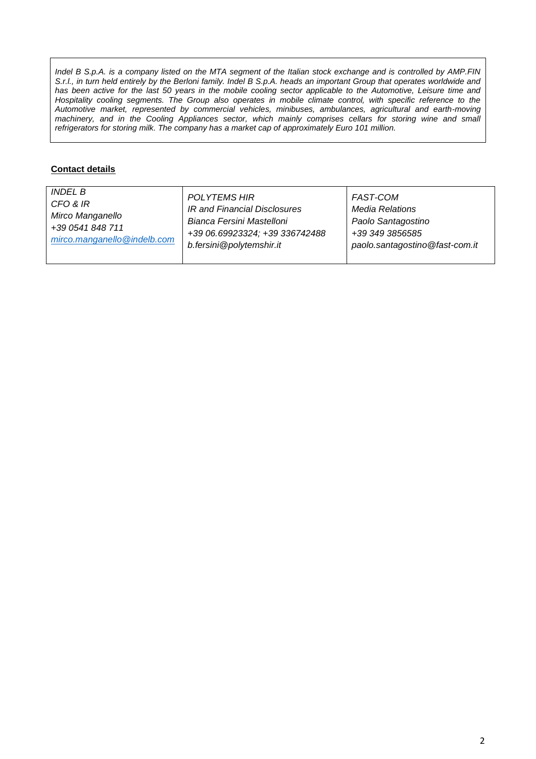*Indel B S.p.A. is a company listed on the MTA segment of the Italian stock exchange and is controlled by AMP.FIN S.r.l., in turn held entirely by the Berloni family. Indel B S.p.A. heads an important Group that operates worldwide and has been active for the last 50 years in the mobile cooling sector applicable to the Automotive, Leisure time and Hospitality cooling segments. The Group also operates in mobile climate control, with specific reference to the Automotive market, represented by commercial vehicles, minibuses, ambulances, agricultural and earth-moving machinery, and in the Cooling Appliances sector, which mainly comprises cellars for storing wine and small refrigerators for storing milk. The company has a market cap of approximately Euro 101 million.*

**Contact details**

| *INDEL B*<br>*CFO & IR*<br>*Mirco Manganello*<br>*+39 0541 848 711*<br>*mirco.manganello@indelb.com* | *POLYTEMS HIR*<br>*IR and Financial Disclosures*<br>*Bianca Fersini Mastelloni*<br>*+39 06.69923324; +39 336742488*<br>*b.fersini@polytemshir.it* | *FAST-COM*<br>*Media Relations*<br>*Paolo Santagostino*<br>*+39 349 3856585*<br>*paolo.santagostino@fast-com.it* |
|---|---|---|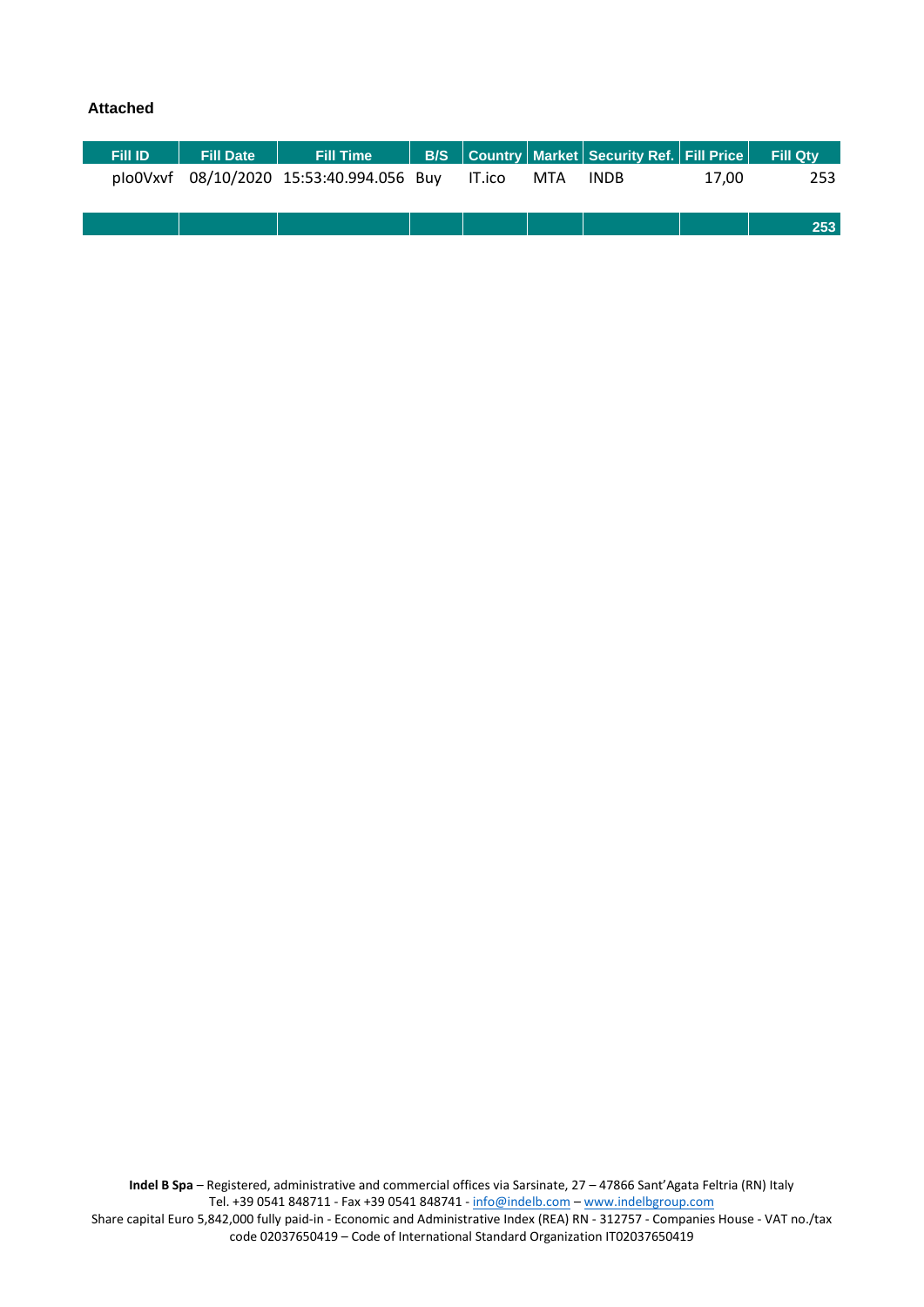**Attached**

| Fill ID | Fill Date | Fill Time | B/S | Country | Market | Security Ref. | Fill Price | Fill Qty |
|---|---|---|---|---|---|---|---|---|
| plo0Vxvf | 08/10/2020 | 15:53:40.994.056 | Buy | IT.ico | MTA | INDB | 17,00 | 253 |
| | | | | | | | | **253** |

**Indel B Spa** – Registered, administrative and commercial offices via Sarsinate, 27 – 47866 Sant'Agata Feltria (RN) Italy
Tel. +39 0541 848711 - Fax +39 0541 848741 - info@indelb.com – www.indelbgroup.com
Share capital Euro 5,842,000 fully paid-in - Economic and Administrative Index (REA) RN - 312757 - Companies House - VAT no./tax code 02037650419 – Code of International Standard Organization IT02037650419